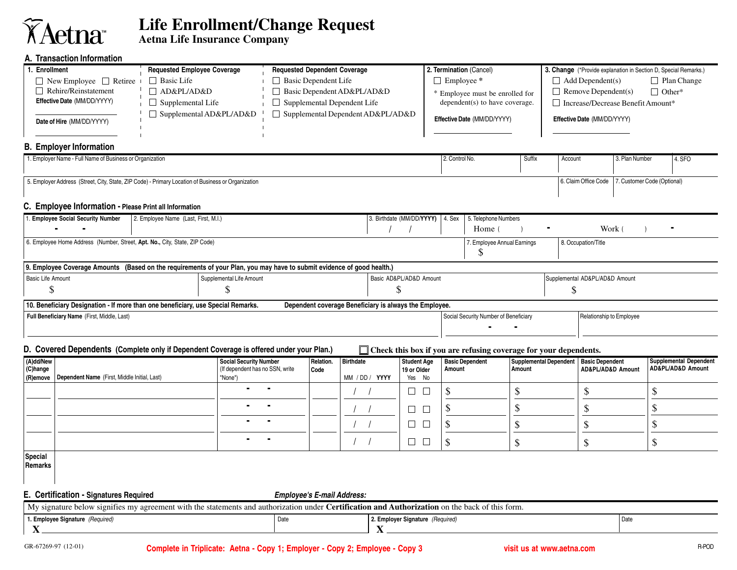# Aetna

# Life Enrollment/Change Request

**Aetna Life Insurance Company**

## A. Transaction Information

| 1. Enrollment | Requested Employee Coverage | Requested Dependent Coverage | 2. Termination (Cancel) | 3. Change (*Provide explanation in Section D, Special Remarks.) |
|---|---|---|---|---|
| ☐ New Employee ☐ Retiree<br>☐ Rehire/Reinstatement<br>**Effective Date** (MM/DD/YYYY)<br>**Date of Hire** (MM/DD/YYYY) | ☐ Basic Life<br>☐ AD&PL/AD&D<br>☐ Supplemental Life<br>☐ Supplemental AD&PL/AD&D | ☐ Basic Dependent Life<br>☐ Basic Dependent AD&PL/AD&D<br>☐ Supplemental Dependent Life<br>☐ Supplemental Dependent AD&PL/AD&D | ☐ Employee *<br>* Employee must be enrolled for dependent(s) to have coverage.<br>**Effective Date** (MM/DD/YYYY) | ☐ Add Dependent(s) ☐ Plan Change<br>☐ Remove Dependent(s) ☐ Other*<br>☐ Increase/Decrease Benefit Amount*<br>**Effective Date** (MM/DD/YYYY) |

## B. Employer Information

| 1. Employer Name - Full Name of Business or Organization | 2. Control No. | Suffix | Account | 3. Plan Number | 4. SFO |
|---|---|---|---|---|---|
| | | | | | |

| 5. Employer Address (Street, City, State, ZIP Code) - Primary Location of Business or Organization | 6. Claim Office Code | 7. Customer Code (Optional) |
|---|---|---|
| | | |

## C. Employee Information - Please Print all Information

| 1. Employee Social Security Number | 2. Employee Name (Last, First, M.I.) | 3. Birthdate (MM/DD/YYYY) | 4. Sex | 5. Telephone Numbers |
|---|---|---|---|---|
| - - | | / / | | Home ( ) - Work ( ) - |

| 6. Employee Home Address (Number, Street, Apt. No., City, State, ZIP Code) | 7. Employee Annual Earnings | 8. Occupation/Title |
|---|---|---|
| | $ | |

**9. Employee Coverage Amounts (Based on the requirements of your Plan, you may have to submit evidence of good health.)**

| Basic Life Amount | Supplemental Life Amount | Basic AD&PL/AD&D Amount | Supplemental AD&PL/AD&D Amount |
|---|---|---|---|
| $ | $ | $ | $ |

**10. Beneficiary Designation - If more than one beneficiary, use Special Remarks. Dependent coverage Beneficiary is always the Employee.**

| Full Beneficiary Name (First, Middle, Last) | Social Security Number of Beneficiary | Relationship to Employee |
|---|---|---|
| | - - | |

## D. Covered Dependents (Complete only if Dependent Coverage is offered under your Plan.)

☐ **Check this box if you are refusing coverage for your dependents.**

| (A)dd/New (C)hange (R)emove | Dependent Name (First, Middle Initial, Last) | Social Security Number (If dependent has no SSN, write "None") | Relation. Code | Birthdate MM / DD / YYYY | Student Age 19 or Older Yes No | Basic Dependent Amount | Supplemental Dependent Amount | Basic Dependent AD&PL/AD&D Amount | Supplemental Dependent AD&PL/AD&D Amount |
|---|---|---|---|---|---|---|---|---|---|
| | | - - | | / / | ☐ ☐ | $ | $ | $ | $ |
| | | - - | | / / | ☐ ☐ | $ | $ | $ | $ |
| | | - - | | / / | ☐ ☐ | $ | $ | $ | $ |
| | | - - | | / / | ☐ ☐ | $ | $ | $ | $ |

**Special Remarks**

## E. Certification - Signatures Required

***Employee's E-mail Address:***

My signature below signifies my agreement with the statements and authorization under **Certification and Authorization** on the back of this form.

| 1. Employee Signature *(Required)* | Date | 2. Employer Signature *(Required)* | Date |
|---|---|---|---|
| X | | X | |

GR-67269-97 (12-01)

**Complete in Triplicate: Aetna - Copy 1; Employer - Copy 2; Employee - Copy 3**

**visit us at www.aetna.com**

R-POD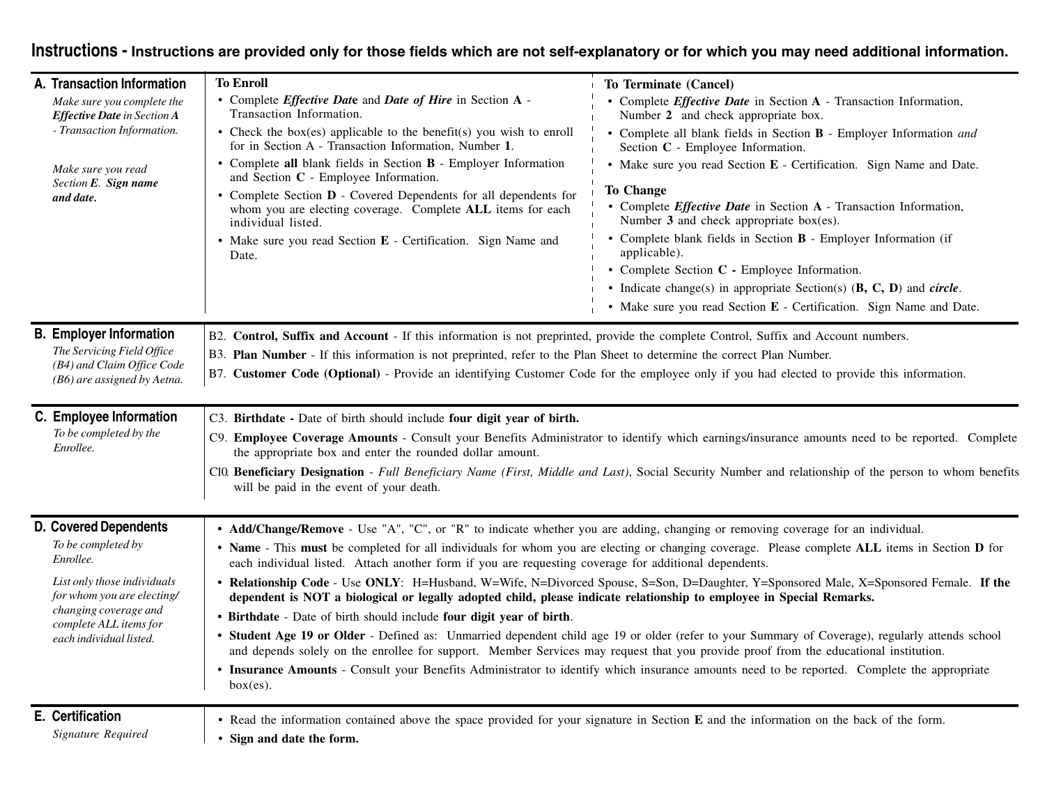# Instructions - Instructions are provided only for those fields which are not self-explanatory or for which you may need additional information.

## A. Transaction Information

*Make sure you complete the **Effective Date** in Section **A** - Transaction Information.*

*Make sure you read Section **E**. **Sign name and date.***

**To Enroll**

- Complete ***Effective Date*** and ***Date of Hire*** in Section **A** - Transaction Information.
- Check the box(es) applicable to the benefit(s) you wish to enroll for in Section A - Transaction Information, Number **1**.
- Complete **all** blank fields in Section **B** - Employer Information and Section **C** - Employee Information.
- Complete Section **D** - Covered Dependents for all dependents for whom you are electing coverage. Complete **ALL** items for each individual listed.
- Make sure you read Section **E** - Certification. Sign Name and Date.

**To Terminate (Cancel)**

- Complete ***Effective Date*** in Section **A** - Transaction Information, Number **2** and check appropriate box.
- Complete all blank fields in Section **B** - Employer Information *and* Section **C** - Employee Information.
- Make sure you read Section **E** - Certification. Sign Name and Date.

**To Change**

- Complete ***Effective Date*** in Section **A** - Transaction Information, Number **3** and check appropriate box(es).
- Complete blank fields in Section **B** - Employer Information (if applicable).
- Complete Section **C -** Employee Information.
- Indicate change(s) in appropriate Section(s) (**B, C, D**) and ***circle***.
- Make sure you read Section **E** - Certification. Sign Name and Date.

## B. Employer Information

*The Servicing Field Office (B4) and Claim Office Code (B6) are assigned by Aetna.*

B2. **Control, Suffix and Account** - If this information is not preprinted, provide the complete Control, Suffix and Account numbers.

B3. **Plan Number** - If this information is not preprinted, refer to the Plan Sheet to determine the correct Plan Number.

B7. **Customer Code (Optional)** - Provide an identifying Customer Code for the employee only if you had elected to provide this information.

## C. Employee Information

*To be completed by the Enrollee.*

C3. **Birthdate -** Date of birth should include **four digit year of birth.**

C9. **Employee Coverage Amounts** - Consult your Benefits Administrator to identify which earnings/insurance amounts need to be reported. Complete the appropriate box and enter the rounded dollar amount.

C10. **Beneficiary Designation** - *Full Beneficiary Name (First, Middle and Last)*, Social Security Number and relationship of the person to whom benefits will be paid in the event of your death.

## D. Covered Dependents

*To be completed by Enrollee.*

*List only those individuals for whom you are electing/ changing coverage and complete ALL items for each individual listed.*

- **Add/Change/Remove** - Use "A", "C", or "R" to indicate whether you are adding, changing or removing coverage for an individual.
- **Name** - This **must** be completed for all individuals for whom you are electing or changing coverage. Please complete **ALL** items in Section **D** for each individual listed. Attach another form if you are requesting coverage for additional dependents.
- **Relationship Code** - Use **ONLY**: H=Husband, W=Wife, N=Divorced Spouse, S=Son, D=Daughter, Y=Sponsored Male, X=Sponsored Female. **If the dependent is NOT a biological or legally adopted child, please indicate relationship to employee in Special Remarks.**
- **Birthdate** - Date of birth should include **four digit year of birth**.
- **Student Age 19 or Older** - Defined as: Unmarried dependent child age 19 or older (refer to your Summary of Coverage), regularly attends school and depends solely on the enrollee for support. Member Services may request that you provide proof from the educational institution.
- **Insurance Amounts** - Consult your Benefits Administrator to identify which insurance amounts need to be reported. Complete the appropriate box(es).

## E. Certification

*Signature Required*

- Read the information contained above the space provided for your signature in Section **E** and the information on the back of the form.
- **Sign and date the form.**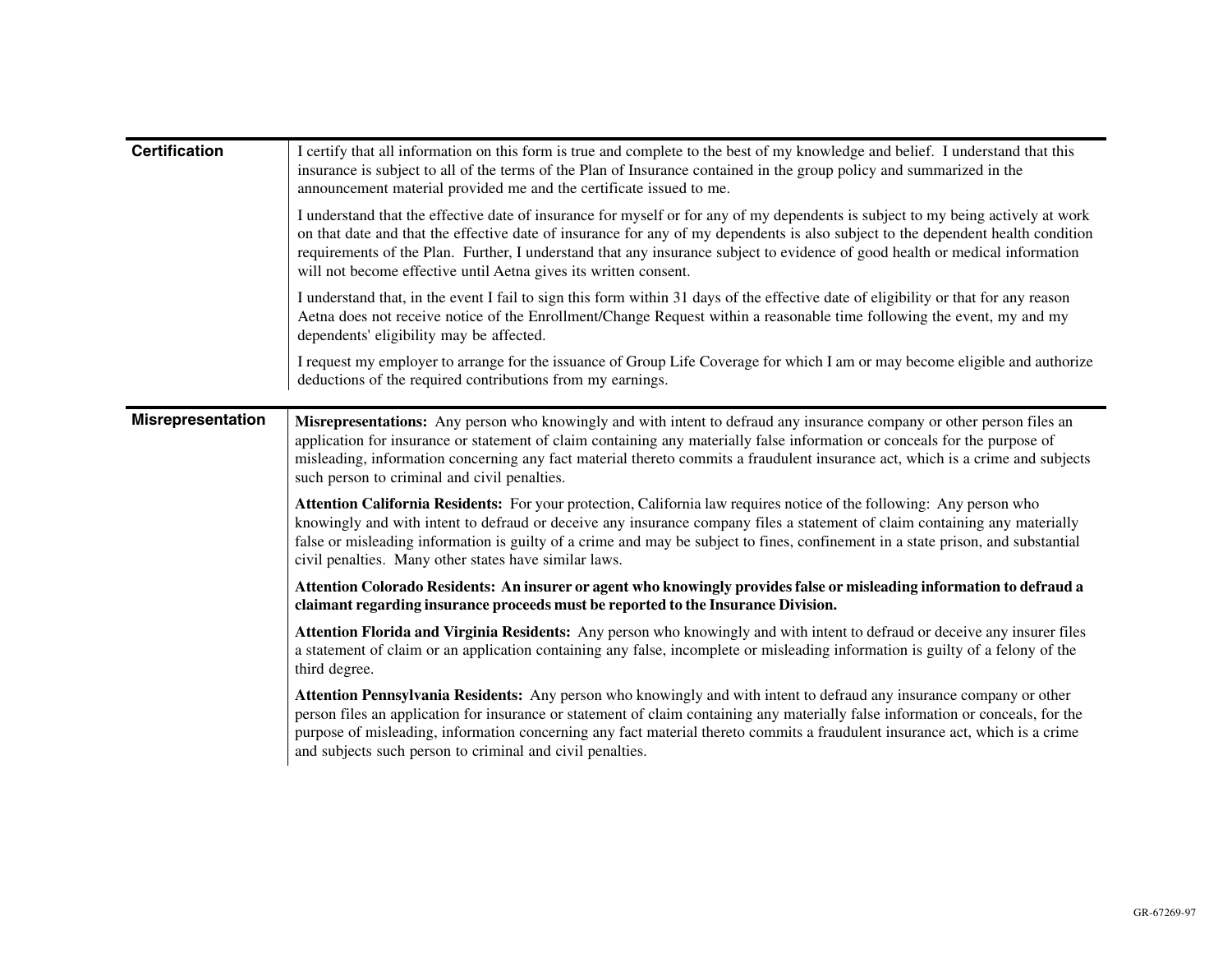## Certification

I certify that all information on this form is true and complete to the best of my knowledge and belief. I understand that this insurance is subject to all of the terms of the Plan of Insurance contained in the group policy and summarized in the announcement material provided me and the certificate issued to me.

I understand that the effective date of insurance for myself or for any of my dependents is subject to my being actively at work on that date and that the effective date of insurance for any of my dependents is also subject to the dependent health condition requirements of the Plan. Further, I understand that any insurance subject to evidence of good health or medical information will not become effective until Aetna gives its written consent.

I understand that, in the event I fail to sign this form within 31 days of the effective date of eligibility or that for any reason Aetna does not receive notice of the Enrollment/Change Request within a reasonable time following the event, my and my dependents' eligibility may be affected.

I request my employer to arrange for the issuance of Group Life Coverage for which I am or may become eligible and authorize deductions of the required contributions from my earnings.

## Misrepresentation

**Misrepresentations:** Any person who knowingly and with intent to defraud any insurance company or other person files an application for insurance or statement of claim containing any materially false information or conceals for the purpose of misleading, information concerning any fact material thereto commits a fraudulent insurance act, which is a crime and subjects such person to criminal and civil penalties.

**Attention California Residents:** For your protection, California law requires notice of the following: Any person who knowingly and with intent to defraud or deceive any insurance company files a statement of claim containing any materially false or misleading information is guilty of a crime and may be subject to fines, confinement in a state prison, and substantial civil penalties. Many other states have similar laws.

**Attention Colorado Residents: An insurer or agent who knowingly provides false or misleading information to defraud a claimant regarding insurance proceeds must be reported to the Insurance Division.**

**Attention Florida and Virginia Residents:** Any person who knowingly and with intent to defraud or deceive any insurer files a statement of claim or an application containing any false, incomplete or misleading information is guilty of a felony of the third degree.

**Attention Pennsylvania Residents:** Any person who knowingly and with intent to defraud any insurance company or other person files an application for insurance or statement of claim containing any materially false information or conceals, for the purpose of misleading, information concerning any fact material thereto commits a fraudulent insurance act, which is a crime and subjects such person to criminal and civil penalties.

GR-67269-97